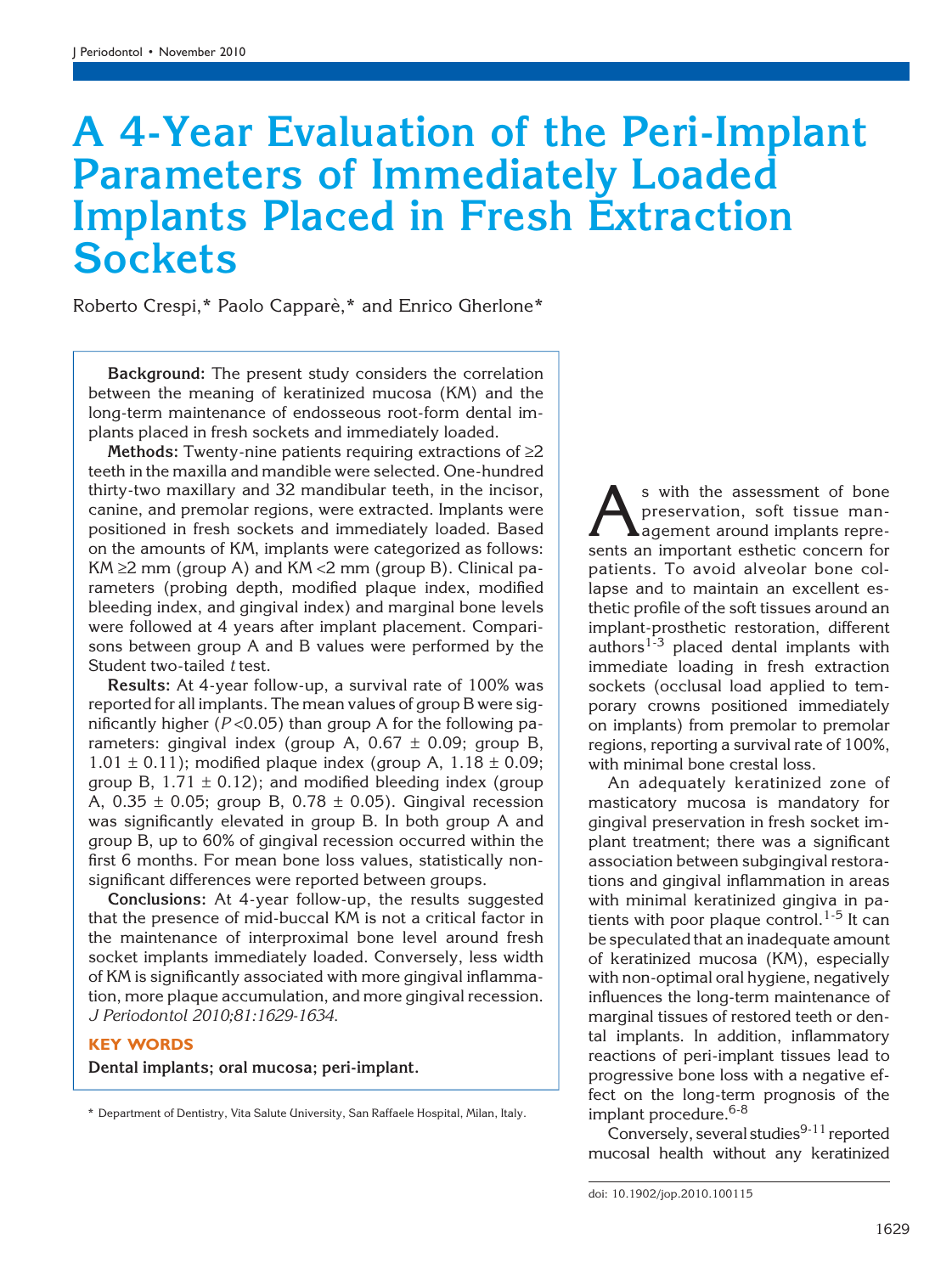# A 4-Year Evaluation of the Peri-Implant Parameters of Immediately Loaded Implants Placed in Fresh Extraction Sockets

Roberto Crespi,* Paolo Capparè,* and Enrico Gherlone*

**Background:** The present study considers the correlation between the meaning of keratinized mucosa (KM) and the long-term maintenance of endosseous root-form dental implants placed in fresh sockets and immediately loaded.

**Methods:** Twenty-nine patients requiring extractions of ≥2 teeth in the maxilla and mandible were selected. One-hundred thirty-two maxillary and 32 mandibular teeth, in the incisor, canine, and premolar regions, were extracted. Implants were positioned in fresh sockets and immediately loaded. Based on the amounts of KM, implants were categorized as follows: KM ≥2 mm (group A) and KM <2 mm (group B). Clinical parameters (probing depth, modified plaque index, modified bleeding index, and gingival index) and marginal bone levels were followed at 4 years after implant placement. Comparisons between group A and B values were performed by the Student two-tailed *t* test.

**Results:** At 4-year follow-up, a survival rate of 100% was reported for all implants. The mean values of group B were significantly higher ($P < 0.05$) than group A for the following parameters: gingival index (group A, 0.67 ± 0.09; group B, 1.01 ± 0.11); modified plaque index (group A, 1.18 ± 0.09; group B, 1.71 ± 0.12); and modified bleeding index (group A, 0.35 ± 0.05; group B, 0.78 ± 0.05). Gingival recession was significantly elevated in group B. In both group A and group B, up to 60% of gingival recession occurred within the first 6 months. For mean bone loss values, statistically nonsignificant differences were reported between groups.

**Conclusions:** At 4-year follow-up, the results suggested that the presence of mid-buccal KM is not a critical factor in the maintenance of interproximal bone level around fresh socket implants immediately loaded. Conversely, less width of KM is significantly associated with more gingival inflammation, more plaque accumulation, and more gingival recession. *J Periodontol 2010;81:1629-1634.*

**KEY WORDS**

**Dental implants; oral mucosa; peri-implant.**

\* Department of Dentistry, Vita Salute University, San Raffaele Hospital, Milan, Italy.

As with the assessment of bone preservation, soft tissue management around implants represents an important esthetic concern for patients. To avoid alveolar bone collapse and to maintain an excellent esthetic profile of the soft tissues around an implant-prosthetic restoration, different authors[1-3] placed dental implants with immediate loading in fresh extraction sockets (occlusal load applied to temporary crowns positioned immediately on implants) from premolar to premolar regions, reporting a survival rate of 100%, with minimal bone crestal loss.

An adequately keratinized zone of masticatory mucosa is mandatory for gingival preservation in fresh socket implant treatment; there was a significant association between subgingival restorations and gingival inflammation in areas with minimal keratinized gingiva in patients with poor plaque control.[1-5] It can be speculated that an inadequate amount of keratinized mucosa (KM), especially with non-optimal oral hygiene, negatively influences the long-term maintenance of marginal tissues of restored teeth or dental implants. In addition, inflammatory reactions of peri-implant tissues lead to progressive bone loss with a negative effect on the long-term prognosis of the implant procedure.[6-8]

Conversely, several studies[9-11] reported mucosal health without any keratinized

doi: 10.1902/jop.2010.100115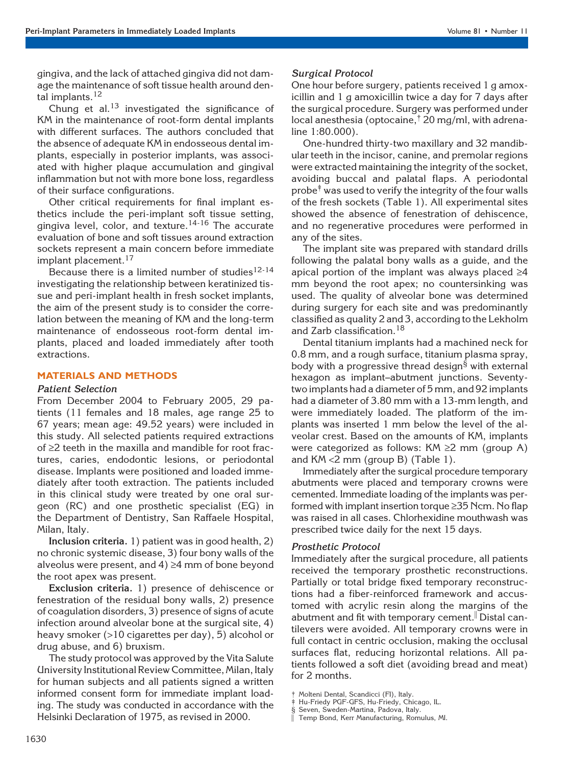gingiva, and the lack of attached gingiva did not damage the maintenance of soft tissue health around dental implants.[12]

Chung et al.[13] investigated the significance of KM in the maintenance of root-form dental implants with different surfaces. The authors concluded that the absence of adequate KM in endosseous dental implants, especially in posterior implants, was associated with higher plaque accumulation and gingival inflammation but not with more bone loss, regardless of their surface configurations.

Other critical requirements for final implant esthetics include the peri-implant soft tissue setting, gingiva level, color, and texture.[14-16] The accurate evaluation of bone and soft tissues around extraction sockets represent a main concern before immediate implant placement.[17]

Because there is a limited number of studies[12-14] investigating the relationship between keratinized tissue and peri-implant health in fresh socket implants, the aim of the present study is to consider the correlation between the meaning of KM and the long-term maintenance of endosseous root-form dental implants, placed and loaded immediately after tooth extractions.

## MATERIALS AND METHODS

### Patient Selection

From December 2004 to February 2005, 29 patients (11 females and 18 males, age range 25 to 67 years; mean age: 49.52 years) were included in this study. All selected patients required extractions of ≥2 teeth in the maxilla and mandible for root fractures, caries, endodontic lesions, or periodontal disease. Implants were positioned and loaded immediately after tooth extraction. The patients included in this clinical study were treated by one oral surgeon (RC) and one prosthetic specialist (EG) in the Department of Dentistry, San Raffaele Hospital, Milan, Italy.

**Inclusion criteria.** 1) patient was in good health, 2) no chronic systemic disease, 3) four bony walls of the alveolus were present, and 4) ≥4 mm of bone beyond the root apex was present.

**Exclusion criteria.** 1) presence of dehiscence or fenestration of the residual bony walls, 2) presence of coagulation disorders, 3) presence of signs of acute infection around alveolar bone at the surgical site, 4) heavy smoker (>10 cigarettes per day), 5) alcohol or drug abuse, and 6) bruxism.

The study protocol was approved by the Vita Salute University Institutional Review Committee, Milan, Italy for human subjects and all patients signed a written informed consent form for immediate implant loading. The study was conducted in accordance with the Helsinki Declaration of 1975, as revised in 2000.

### Surgical Protocol

One hour before surgery, patients received 1 g amoxicillin and 1 g amoxicillin twice a day for 7 days after the surgical procedure. Surgery was performed under local anesthesia (optocaine,[†] 20 mg/ml, with adrenaline 1:80.000).

One-hundred thirty-two maxillary and 32 mandibular teeth in the incisor, canine, and premolar regions were extracted maintaining the integrity of the socket, avoiding buccal and palatal flaps. A periodontal probe[‡] was used to verify the integrity of the four walls of the fresh sockets (Table 1). All experimental sites showed the absence of fenestration of dehiscence, and no regenerative procedures were performed in any of the sites.

The implant site was prepared with standard drills following the palatal bony walls as a guide, and the apical portion of the implant was always placed ≥4 mm beyond the root apex; no countersinking was used. The quality of alveolar bone was determined during surgery for each site and was predominantly classified as quality 2 and 3, according to the Lekholm and Zarb classification.[18]

Dental titanium implants had a machined neck for 0.8 mm, and a rough surface, titanium plasma spray, body with a progressive thread design[§] with external hexagon as implant–abutment junctions. Seventy-two implants had a diameter of 5 mm, and 92 implants had a diameter of 3.80 mm with a 13-mm length, and were immediately loaded. The platform of the implants was inserted 1 mm below the level of the alveolar crest. Based on the amounts of KM, implants were categorized as follows: KM ≥2 mm (group A) and KM <2 mm (group B) (Table 1).

Immediately after the surgical procedure temporary abutments were placed and temporary crowns were cemented. Immediate loading of the implants was performed with implant insertion torque ≥35 Ncm. No flap was raised in all cases. Chlorhexidine mouthwash was prescribed twice daily for the next 15 days.

### Prosthetic Protocol

Immediately after the surgical procedure, all patients received the temporary prosthetic reconstructions. Partially or total bridge fixed temporary reconstructions had a fiber-reinforced framework and accustomed with acrylic resin along the margins of the abutment and fit with temporary cement.[‖] Distal cantilevers were avoided. All temporary crowns were in full contact in centric occlusion, making the occlusal surfaces flat, reducing horizontal relations. All patients followed a soft diet (avoiding bread and meat) for 2 months.

† Molteni Dental, Scandicci (FI), Italy.
‡ Hu-Friedy PGF-GFS, Hu-Friedy, Chicago, IL.
§ Seven, Sweden-Martina, Padova, Italy.
‖ Temp Bond, Kerr Manufacturing, Romulus, MI.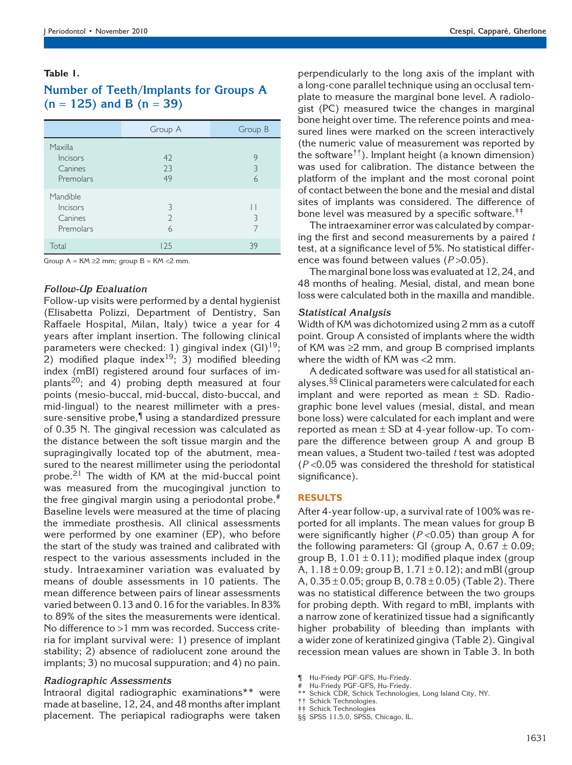**Table 1.**

**Number of Teeth/Implants for Groups A (n = 125) and B (n = 39)**

| | Group A | Group B |
|---|---|---|
| Maxilla | | |
| Incisors | 42 | 9 |
| Canines | 23 | 3 |
| Premolars | 49 | 6 |
| Mandible | | |
| Incisors | 3 | 11 |
| Canines | 2 | 3 |
| Premolars | 6 | 7 |
| Total | 125 | 39 |

Group A = KM ≥2 mm; group B = KM <2 mm.

### *Follow-Up Evaluation*

Follow-up visits were performed by a dental hygienist (Elisabetta Polizzi, Department of Dentistry, San Raffaele Hospital, Milan, Italy) twice a year for 4 years after implant insertion. The following clinical parameters were checked: 1) gingival index (GI)[19]; 2) modified plaque index[19]; 3) modified bleeding index (mBI) registered around four surfaces of implants[20]; and 4) probing depth measured at four points (mesio-buccal, mid-buccal, disto-buccal, and mid-lingual) to the nearest millimeter with a pressure-sensitive probe,[¶] using a standardized pressure of 0.35 N. The gingival recession was calculated as the distance between the soft tissue margin and the supragingivally located top of the abutment, measured to the nearest millimeter using the periodontal probe.[21] The width of KM at the mid-buccal point was measured from the mucogingival junction to the free gingival margin using a periodontal probe.[#] Baseline levels were measured at the time of placing the immediate prosthesis. All clinical assessments were performed by one examiner (EP), who before the start of the study was trained and calibrated with respect to the various assessments included in the study. Intraexaminer variation was evaluated by means of double assessments in 10 patients. The mean difference between pairs of linear assessments varied between 0.13 and 0.16 for the variables. In 83% to 89% of the sites the measurements were identical. No difference to >1 mm was recorded. Success criteria for implant survival were: 1) presence of implant stability; 2) absence of radiolucent zone around the implants; 3) no mucosal suppuration; and 4) no pain.

### *Radiographic Assessments*

Intraoral digital radiographic examinations[**] were made at baseline, 12, 24, and 48 months after implant placement. The periapical radiographs were taken perpendicularly to the long axis of the implant with a long-cone parallel technique using an occlusal template to measure the marginal bone level. A radiologist (PC) measured twice the changes in marginal bone height over time. The reference points and measured lines were marked on the screen interactively (the numeric value of measurement was reported by the software[††]). Implant height (a known dimension) was used for calibration. The distance between the platform of the implant and the most coronal point of contact between the bone and the mesial and distal sites of implants was considered. The difference of bone level was measured by a specific software.[‡‡]

The intraexaminer error was calculated by comparing the first and second measurements by a paired *t* test, at a significance level of 5%. No statistical difference was found between values ($P > 0.05$).

The marginal bone loss was evaluated at 12, 24, and 48 months of healing. Mesial, distal, and mean bone loss were calculated both in the maxilla and mandible.

### *Statistical Analysis*

Width of KM was dichotomized using 2 mm as a cutoff point. Group A consisted of implants where the width of KM was ≥2 mm, and group B comprised implants where the width of KM was <2 mm.

A dedicated software was used for all statistical analyses.[§§] Clinical parameters were calculated for each implant and were reported as mean ± SD. Radiographic bone level values (mesial, distal, and mean bone loss) were calculated for each implant and were reported as mean ± SD at 4-year follow-up. To compare the difference between group A and group B mean values, a Student two-tailed *t* test was adopted ($P < 0.05$ was considered the threshold for statistical significance).

## RESULTS

After 4-year follow-up, a survival rate of 100% was reported for all implants. The mean values for group B were significantly higher ($P < 0.05$) than group A for the following parameters: GI (group A, 0.67 ± 0.09; group B, 1.01 ± 0.11); modified plaque index (group A, 1.18 ± 0.09; group B, 1.71 ± 0.12); and mBI (group A, 0.35 ± 0.05; group B, 0.78 ± 0.05) (Table 2). There was no statistical difference between the two groups for probing depth. With regard to mBI, implants with a narrow zone of keratinized tissue had a significantly higher probability of bleeding than implants with a wider zone of keratinized gingiva (Table 2). Gingival recession mean values are shown in Table 3. In both

¶ Hu-Friedy PGF-GFS, Hu-Friedy.
\# Hu-Friedy PGF-GFS, Hu-Friedy.
** Schick CDR, Schick Technologies, Long Island City, NY.
†† Schick Technologies.
‡‡ Schick Technologies
§§ SPSS 11.5.0, SPSS, Chicago, IL.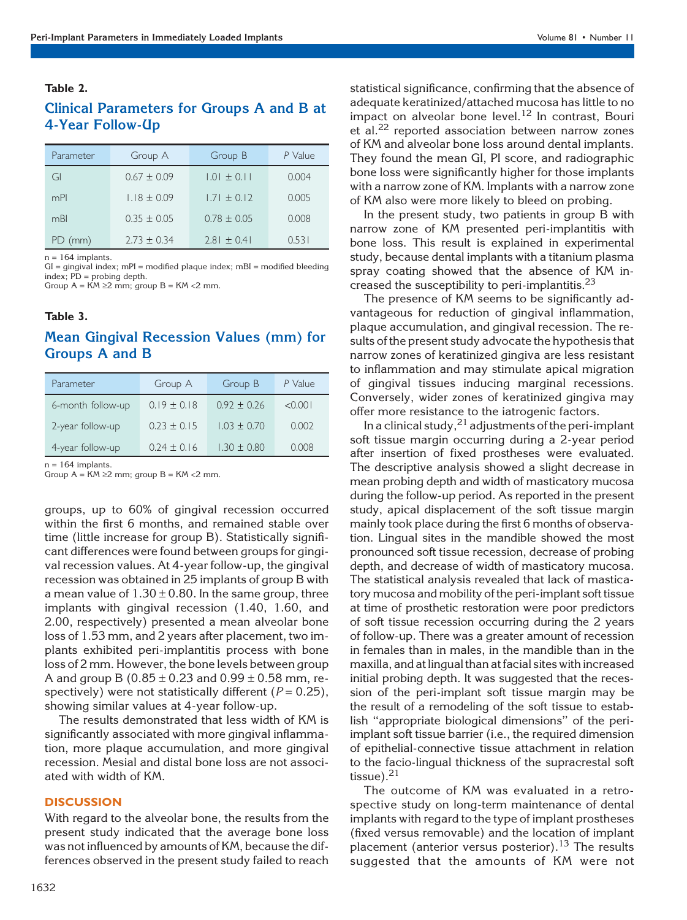**Table 2.**

## Clinical Parameters for Groups A and B at 4-Year Follow-Up

| Parameter | Group A | Group B | *P* Value |
|---|---|---|---|
| GI | 0.67 ± 0.09 | 1.01 ± 0.11 | 0.004 |
| mPI | 1.18 ± 0.09 | 1.71 ± 0.12 | 0.005 |
| mBI | 0.35 ± 0.05 | 0.78 ± 0.05 | 0.008 |
| PD (mm) | 2.73 ± 0.34 | 2.81 ± 0.41 | 0.531 |

n = 164 implants.
GI = gingival index; mPI = modified plaque index; mBI = modified bleeding index; PD = probing depth.
Group A = KM ≥2 mm; group B = KM <2 mm.

**Table 3.**

## Mean Gingival Recession Values (mm) for Groups A and B

| Parameter | Group A | Group B | *P* Value |
|---|---|---|---|
| 6-month follow-up | 0.19 ± 0.18 | 0.92 ± 0.26 | <0.001 |
| 2-year follow-up | 0.23 ± 0.15 | 1.03 ± 0.70 | 0.002 |
| 4-year follow-up | 0.24 ± 0.16 | 1.30 ± 0.80 | 0.008 |

n = 164 implants.
Group A = KM ≥2 mm; group B = KM <2 mm.

groups, up to 60% of gingival recession occurred within the first 6 months, and remained stable over time (little increase for group B). Statistically significant differences were found between groups for gingival recession values. At 4-year follow-up, the gingival recession was obtained in 25 implants of group B with a mean value of 1.30 ± 0.80. In the same group, three implants with gingival recession (1.40, 1.60, and 2.00, respectively) presented a mean alveolar bone loss of 1.53 mm, and 2 years after placement, two implants exhibited peri-implantitis process with bone loss of 2 mm. However, the bone levels between group A and group B (0.85 ± 0.23 and 0.99 ± 0.58 mm, respectively) were not statistically different (*P* = 0.25), showing similar values at 4-year follow-up.

The results demonstrated that less width of KM is significantly associated with more gingival inflammation, more plaque accumulation, and more gingival recession. Mesial and distal bone loss are not associated with width of KM.

## DISCUSSION

With regard to the alveolar bone, the results from the present study indicated that the average bone loss was not influenced by amounts of KM, because the differences observed in the present study failed to reach statistical significance, confirming that the absence of adequate keratinized/attached mucosa has little to no impact on alveolar bone level.[12] In contrast, Bouri et al.[22] reported association between narrow zones of KM and alveolar bone loss around dental implants. They found the mean GI, PI score, and radiographic bone loss were significantly higher for those implants with a narrow zone of KM. Implants with a narrow zone of KM also were more likely to bleed on probing.

In the present study, two patients in group B with narrow zone of KM presented peri-implantitis with bone loss. This result is explained in experimental study, because dental implants with a titanium plasma spray coating showed that the absence of KM increased the susceptibility to peri-implantitis.[23]

The presence of KM seems to be significantly advantageous for reduction of gingival inflammation, plaque accumulation, and gingival recession. The results of the present study advocate the hypothesis that narrow zones of keratinized gingiva are less resistant to inflammation and may stimulate apical migration of gingival tissues inducing marginal recessions. Conversely, wider zones of keratinized gingiva may offer more resistance to the iatrogenic factors.

In a clinical study,[21] adjustments of the peri-implant soft tissue margin occurring during a 2-year period after insertion of fixed prostheses were evaluated. The descriptive analysis showed a slight decrease in mean probing depth and width of masticatory mucosa during the follow-up period. As reported in the present study, apical displacement of the soft tissue margin mainly took place during the first 6 months of observation. Lingual sites in the mandible showed the most pronounced soft tissue recession, decrease of probing depth, and decrease of width of masticatory mucosa. The statistical analysis revealed that lack of masticatory mucosa and mobility of the peri-implant soft tissue at time of prosthetic restoration were poor predictors of soft tissue recession occurring during the 2 years of follow-up. There was a greater amount of recession in females than in males, in the mandible than in the maxilla, and at lingual than at facial sites with increased initial probing depth. It was suggested that the recession of the peri-implant soft tissue margin may be the result of a remodeling of the soft tissue to establish "appropriate biological dimensions" of the peri-implant soft tissue barrier (i.e., the required dimension of epithelial-connective tissue attachment in relation to the facio-lingual thickness of the supracrestal soft tissue).[21]

The outcome of KM was evaluated in a retrospective study on long-term maintenance of dental implants with regard to the type of implant prostheses (fixed versus removable) and the location of implant placement (anterior versus posterior).[13] The results suggested that the amounts of KM were not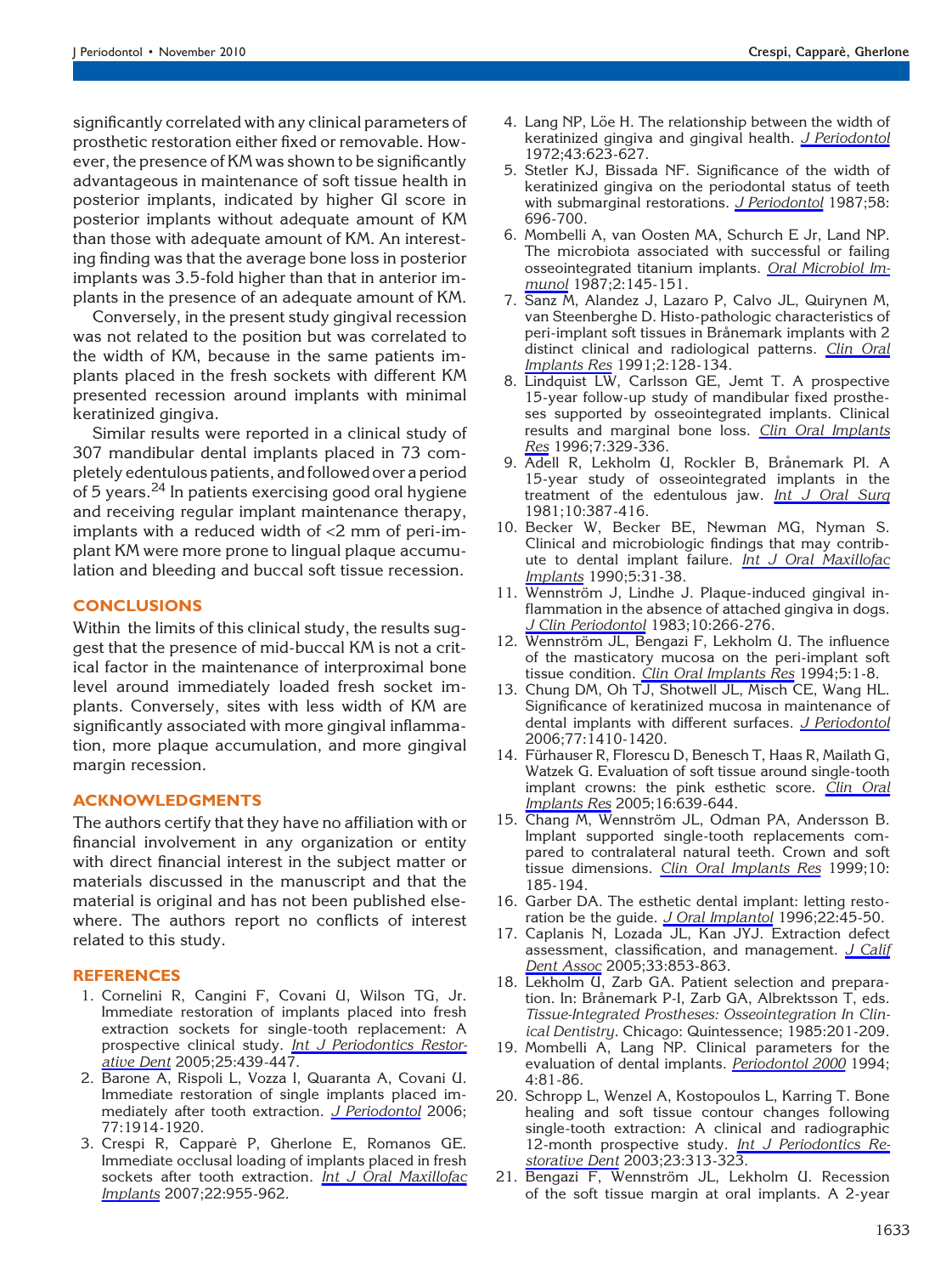significantly correlated with any clinical parameters of prosthetic restoration either fixed or removable. However, the presence of KM was shown to be significantly advantageous in maintenance of soft tissue health in posterior implants, indicated by higher GI score in posterior implants without adequate amount of KM than those with adequate amount of KM. An interesting finding was that the average bone loss in posterior implants was 3.5-fold higher than that in anterior implants in the presence of an adequate amount of KM.

Conversely, in the present study gingival recession was not related to the position but was correlated to the width of KM, because in the same patients implants placed in the fresh sockets with different KM presented recession around implants with minimal keratinized gingiva.

Similar results were reported in a clinical study of 307 mandibular dental implants placed in 73 completely edentulous patients, and followed over a period of 5 years.[24] In patients exercising good oral hygiene and receiving regular implant maintenance therapy, implants with a reduced width of <2 mm of peri-implant KM were more prone to lingual plaque accumulation and bleeding and buccal soft tissue recession.

## CONCLUSIONS

Within the limits of this clinical study, the results suggest that the presence of mid-buccal KM is not a critical factor in the maintenance of interproximal bone level around immediately loaded fresh socket implants. Conversely, sites with less width of KM are significantly associated with more gingival inflammation, more plaque accumulation, and more gingival margin recession.

## ACKNOWLEDGMENTS

The authors certify that they have no affiliation with or financial involvement in any organization or entity with direct financial interest in the subject matter or materials discussed in the manuscript and that the material is original and has not been published elsewhere. The authors report no conflicts of interest related to this study.

## REFERENCES

1. Cornelini R, Cangini F, Covani U, Wilson TG, Jr. Immediate restoration of implants placed into fresh extraction sockets for single-tooth replacement: A prospective clinical study. *Int J Periodontics Restorative Dent* 2005;25:439-447.
2. Barone A, Rispoli L, Vozza I, Quaranta A, Covani U. Immediate restoration of single implants placed immediately after tooth extraction. *J Periodontol* 2006; 77:1914-1920.
3. Crespi R, Capparè P, Gherlone E, Romanos GE. Immediate occlusal loading of implants placed in fresh sockets after tooth extraction. *Int J Oral Maxillofac Implants* 2007;22:955-962.
4. Lang NP, Löe H. The relationship between the width of keratinized gingiva and gingival health. *J Periodontol* 1972;43:623-627.
5. Stetler KJ, Bissada NF. Significance of the width of keratinized gingiva on the periodontal status of teeth with submarginal restorations. *J Periodontol* 1987;58: 696-700.
6. Mombelli A, van Oosten MA, Schurch E Jr, Land NP. The microbiota associated with successful or failing osseointegrated titanium implants. *Oral Microbiol Immunol* 1987;2:145-151.
7. Sanz M, Alandez J, Lazaro P, Calvo JL, Quirynen M, van Steenberghe D. Histo-pathologic characteristics of peri-implant soft tissues in Brånemark implants with 2 distinct clinical and radiological patterns. *Clin Oral Implants Res* 1991;2:128-134.
8. Lindquist LW, Carlsson GE, Jemt T. A prospective 15-year follow-up study of mandibular fixed prostheses supported by osseointegrated implants. Clinical results and marginal bone loss. *Clin Oral Implants Res* 1996;7:329-336.
9. Adell R, Lekholm U, Rockler B, Brånemark PI. A 15-year study of osseointegrated implants in the treatment of the edentulous jaw. *Int J Oral Surg* 1981;10:387-416.
10. Becker W, Becker BE, Newman MG, Nyman S. Clinical and microbiologic findings that may contribute to dental implant failure. *Int J Oral Maxillofac Implants* 1990;5:31-38.
11. Wennström J, Lindhe J. Plaque-induced gingival inflammation in the absence of attached gingiva in dogs. *J Clin Periodontol* 1983;10:266-276.
12. Wennström JL, Bengazi F, Lekholm U. The influence of the masticatory mucosa on the peri-implant soft tissue condition. *Clin Oral Implants Res* 1994;5:1-8.
13. Chung DM, Oh TJ, Shotwell JL, Misch CE, Wang HL. Significance of keratinized mucosa in maintenance of dental implants with different surfaces. *J Periodontol* 2006;77:1410-1420.
14. Fürhauser R, Florescu D, Benesch T, Haas R, Mailath G, Watzek G. Evaluation of soft tissue around single-tooth implant crowns: the pink esthetic score. *Clin Oral Implants Res* 2005;16:639-644.
15. Chang M, Wennström JL, Odman PA, Andersson B. Implant supported single-tooth replacements compared to contralateral natural teeth. Crown and soft tissue dimensions. *Clin Oral Implants Res* 1999;10: 185-194.
16. Garber DA. The esthetic dental implant: letting restoration be the guide. *J Oral Implantol* 1996;22:45-50.
17. Caplanis N, Lozada JL, Kan JYJ. Extraction defect assessment, classification, and management. *J Calif Dent Assoc* 2005;33:853-863.
18. Lekholm U, Zarb GA. Patient selection and preparation. In: Brånemark P-I, Zarb GA, Albrektsson T, eds. *Tissue-Integrated Prostheses: Osseointegration In Clinical Dentistry*. Chicago: Quintessence; 1985:201-209.
19. Mombelli A, Lang NP. Clinical parameters for the evaluation of dental implants. *Periodontol 2000* 1994; 4:81-86.
20. Schropp L, Wenzel A, Kostopoulos L, Karring T. Bone healing and soft tissue contour changes following single-tooth extraction: A clinical and radiographic 12-month prospective study. *Int J Periodontics Restorative Dent* 2003;23:313-323.
21. Bengazi F, Wennström JL, Lekholm U. Recession of the soft tissue margin at oral implants. A 2-year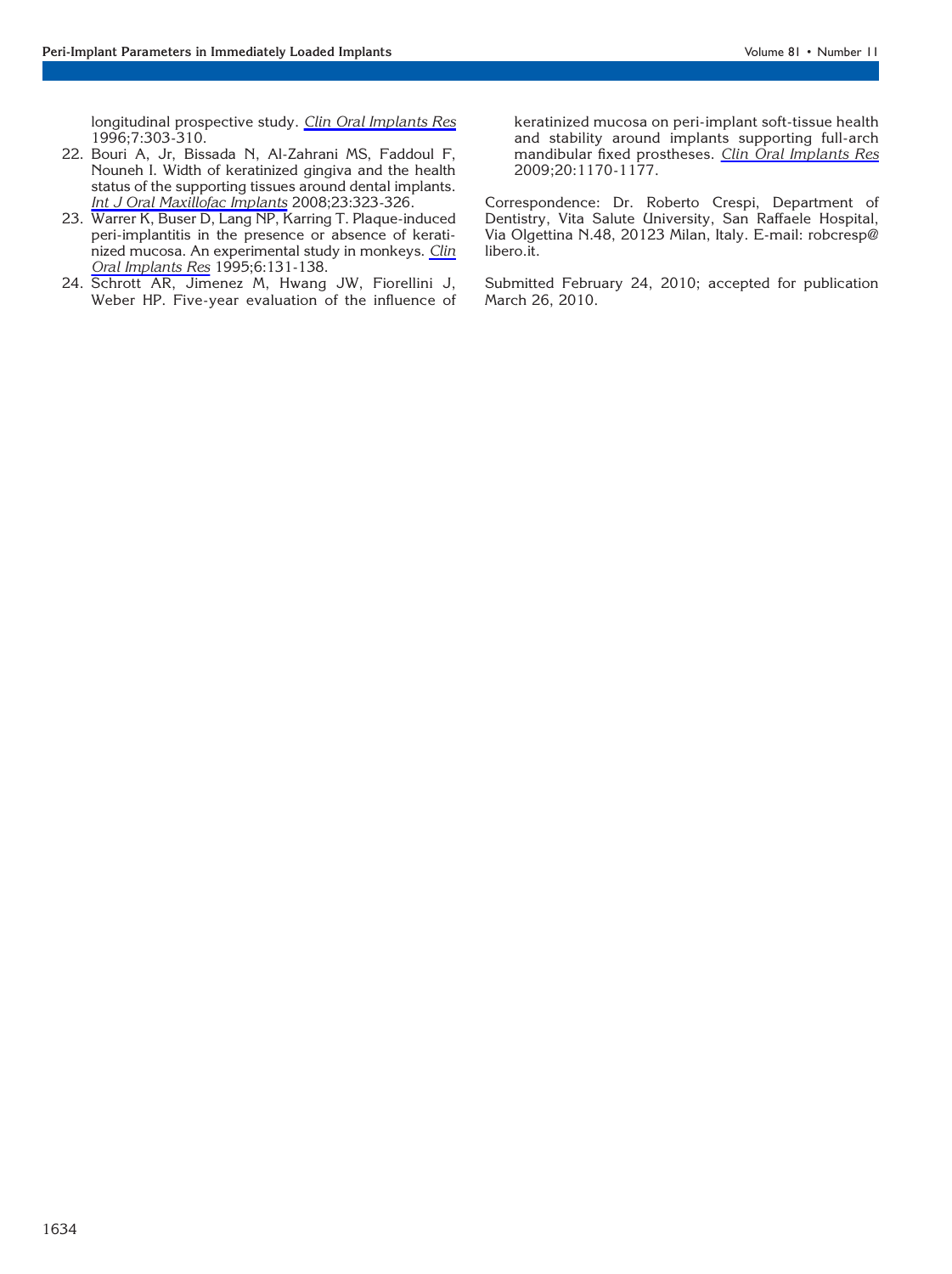longitudinal prospective study. *Clin Oral Implants Res* 1996;7:303-310.

22. Bouri A, Jr, Bissada N, Al-Zahrani MS, Faddoul F, Nouneh I. Width of keratinized gingiva and the health status of the supporting tissues around dental implants. *Int J Oral Maxillofac Implants* 2008;23:323-326.
23. Warrer K, Buser D, Lang NP, Karring T. Plaque-induced peri-implantitis in the presence or absence of keratinized mucosa. An experimental study in monkeys. *Clin Oral Implants Res* 1995;6:131-138.
24. Schrott AR, Jimenez M, Hwang JW, Fiorellini J, Weber HP. Five-year evaluation of the influence of keratinized mucosa on peri-implant soft-tissue health and stability around implants supporting full-arch mandibular fixed prostheses. *Clin Oral Implants Res* 2009;20:1170-1177.

Correspondence: Dr. Roberto Crespi, Department of Dentistry, Vita Salute University, San Raffaele Hospital, Via Olgettina N.48, 20123 Milan, Italy. E-mail: robcresp@libero.it.

Submitted February 24, 2010; accepted for publication March 26, 2010.